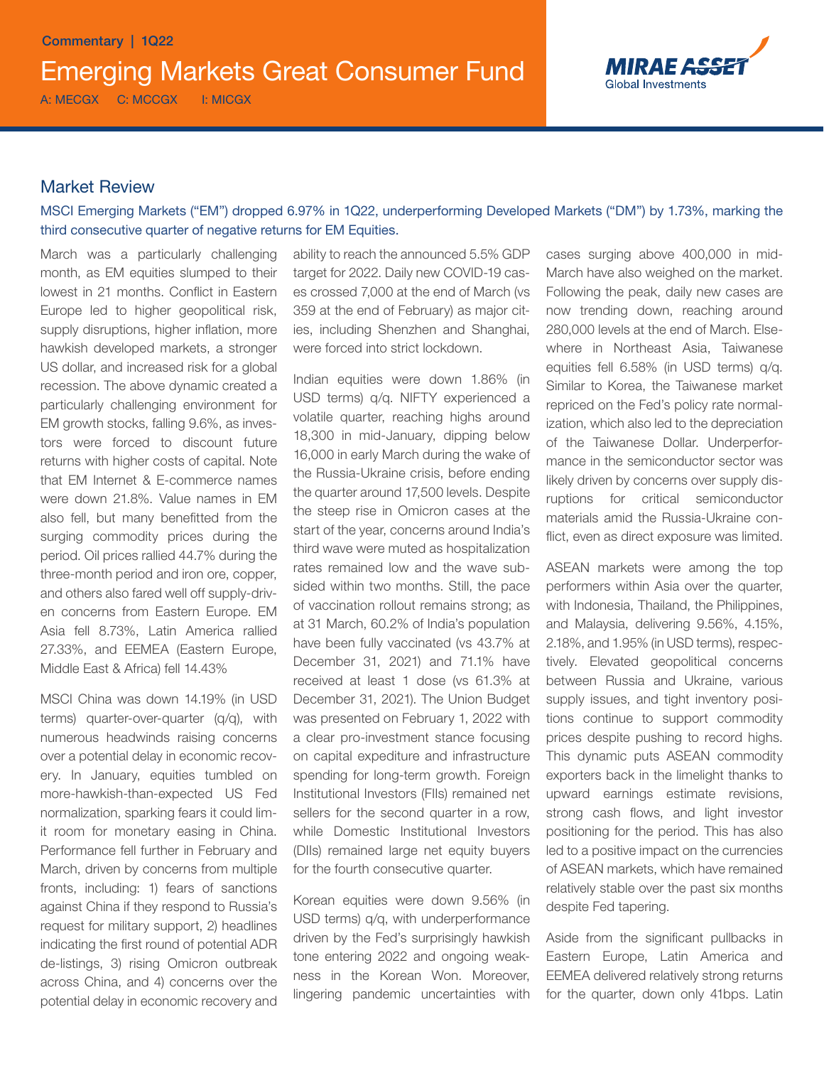Commentary | 1Q22

# Emerging Markets Great Consumer Fund

A: MECGX C: MCCGX I: MICGX

## Market Review

MSCI Emerging Markets ("EM") dropped 6.97% in 1Q22, underperforming Developed Markets ("DM") by 1.73%, marking the third consecutive quarter of negative returns for EM Equities.

March was a particularly challenging month, as EM equities slumped to their lowest in 21 months. Conflict in Eastern Europe led to higher geopolitical risk, supply disruptions, higher inflation, more hawkish developed markets, a stronger US dollar, and increased risk for a global recession. The above dynamic created a particularly challenging environment for EM growth stocks, falling 9.6%, as investors were forced to discount future returns with higher costs of capital. Note that EM Internet & E-commerce names were down 21.8%. Value names in EM also fell, but many benefitted from the surging commodity prices during the period. Oil prices rallied 44.7% during the three-month period and iron ore, copper, and others also fared well off supply-driven concerns from Eastern Europe. EM Asia fell 8.73%, Latin America rallied 27.33%, and EEMEA (Eastern Europe, Middle East & Africa) fell 14.43%

MSCI China was down 14.19% (in USD terms) quarter-over-quarter (q/q), with numerous headwinds raising concerns over a potential delay in economic recovery. In January, equities tumbled on more-hawkish-than-expected US Fed normalization, sparking fears it could limit room for monetary easing in China. Performance fell further in February and March, driven by concerns from multiple fronts, including: 1) fears of sanctions against China if they respond to Russia's request for military support, 2) headlines indicating the first round of potential ADR de-listings, 3) rising Omicron outbreak across China, and 4) concerns over the potential delay in economic recovery and ability to reach the announced 5.5% GDP target for 2022. Daily new COVID-19 cases crossed 7,000 at the end of March (vs 359 at the end of February) as major cities, including Shenzhen and Shanghai, were forced into strict lockdown.

Indian equities were down 1.86% (in USD terms) q/q. NIFTY experienced a volatile quarter, reaching highs around 18,300 in mid-January, dipping below 16,000 in early March during the wake of the Russia-Ukraine crisis, before ending the quarter around 17,500 levels. Despite the steep rise in Omicron cases at the start of the year, concerns around India's third wave were muted as hospitalization rates remained low and the wave subsided within two months. Still, the pace of vaccination rollout remains strong; as at 31 March, 60.2% of India's population have been fully vaccinated (vs 43.7% at December 31, 2021) and 71.1% have received at least 1 dose (vs 61.3% at December 31, 2021). The Union Budget was presented on February 1, 2022 with a clear pro-investment stance focusing on capital expediture and infrastructure spending for long-term growth. Foreign Institutional Investors (FIIs) remained net sellers for the second quarter in a row, while Domestic Institutional Investors (DIIs) remained large net equity buyers for the fourth consecutive quarter.

Korean equities were down 9.56% (in USD terms) q/q, with underperformance driven by the Fed's surprisingly hawkish tone entering 2022 and ongoing weakness in the Korean Won. Moreover, lingering pandemic uncertainties with cases surging above 400,000 in mid-March have also weighed on the market. Following the peak, daily new cases are now trending down, reaching around 280,000 levels at the end of March. Elsewhere in Northeast Asia, Taiwanese equities fell 6.58% (in USD terms) q/q. Similar to Korea, the Taiwanese market repriced on the Fed's policy rate normalization, which also led to the depreciation of the Taiwanese Dollar. Underperformance in the semiconductor sector was likely driven by concerns over supply disruptions for critical semiconductor materials amid the Russia-Ukraine conflict, even as direct exposure was limited.

ASEAN markets were among the top performers within Asia over the quarter, with Indonesia, Thailand, the Philippines, and Malaysia, delivering 9.56%, 4.15%, 2.18%, and 1.95% (in USD terms), respectively. Elevated geopolitical concerns between Russia and Ukraine, various supply issues, and tight inventory positions continue to support commodity prices despite pushing to record highs. This dynamic puts ASEAN commodity exporters back in the limelight thanks to upward earnings estimate revisions, strong cash flows, and light investor positioning for the period. This has also led to a positive impact on the currencies of ASEAN markets, which have remained relatively stable over the past six months despite Fed tapering.

Aside from the significant pullbacks in Eastern Europe, Latin America and EEMEA delivered relatively strong returns for the quarter, down only 41bps. Latin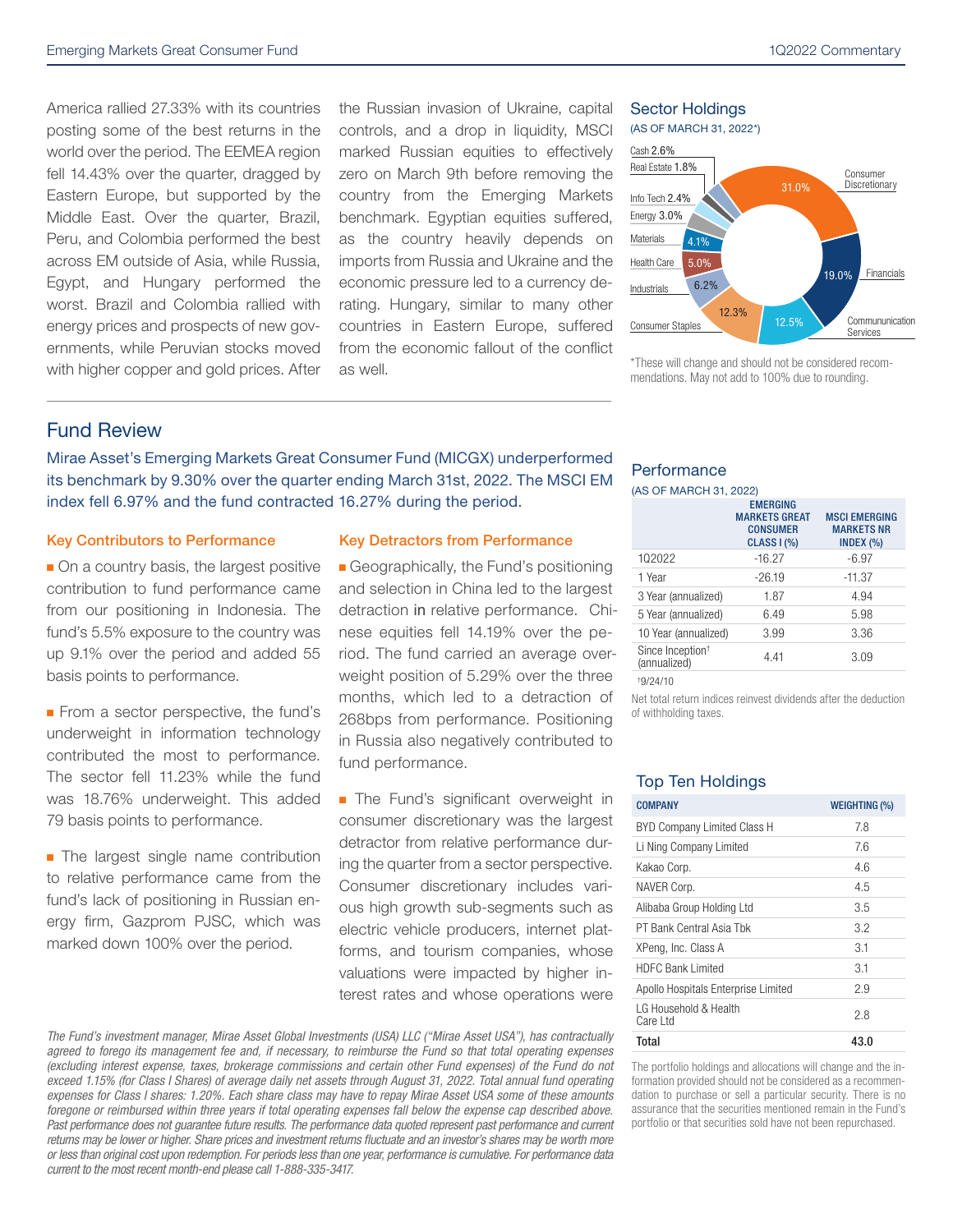America rallied 27.33% with its countries posting some of the best returns in the world over the period. The EEMEA region fell 14.43% over the quarter, dragged by Eastern Europe, but supported by the Middle East. Over the quarter, Brazil, Peru, and Colombia performed the best across EM outside of Asia, while Russia, Egypt, and Hungary performed the worst. Brazil and Colombia rallied with energy prices and prospects of new governments, while Peruvian stocks moved with higher copper and gold prices. After the Russian invasion of Ukraine, capital controls, and a drop in liquidity, MSCI marked Russian equities to effectively zero on March 9th before removing the country from the Emerging Markets benchmark. Egyptian equities suffered, as the country heavily depends on imports from Russia and Ukraine and the economic pressure led to a currency derating. Hungary, similar to many other countries in Eastern Europe, suffered from the economic fallout of the conflict as well.

## Sector Holdings

(AS OF MARCH 31, 2022*)

| Sector | Weight |
|---|---|
| Consumer Discretionary | 31.0% |
| Financials | 19.0% |
| Communication Services | 12.5% |
| Consumer Staples | 12.3% |
| Industrials | 6.2% |
| Health Care | 5.0% |
| Materials | 4.1% |
| Energy | 3.0% |
| Info Tech | 2.4% |
| Real Estate | 1.8% |
| Cash | 2.6% |

*These will change and should not be considered recommendations. May not add to 100% due to rounding.

## Fund Review

Mirae Asset's Emerging Markets Great Consumer Fund (MICGX) underperformed its benchmark by 9.30% over the quarter ending March 31st, 2022. The MSCI EM index fell 6.97% and the fund contracted 16.27% during the period.

### Key Contributors to Performance

- On a country basis, the largest positive contribution to fund performance came from our positioning in Indonesia. The fund's 5.5% exposure to the country was up 9.1% over the period and added 55 basis points to performance.
- From a sector perspective, the fund's underweight in information technology contributed the most to performance. The sector fell 11.23% while the fund was 18.76% underweight. This added 79 basis points to performance.
- The largest single name contribution to relative performance came from the fund's lack of positioning in Russian energy firm, Gazprom PJSC, which was marked down 100% over the period.

### Key Detractors from Performance

- Geographically, the Fund's positioning and selection in China led to the largest detraction in relative performance. Chinese equities fell 14.19% over the period. The fund carried an average overweight position of 5.29% over the three months, which led to a detraction of 268bps from performance. Positioning in Russia also negatively contributed to fund performance.
- The Fund's significant overweight in consumer discretionary was the largest detractor from relative performance during the quarter from a sector perspective. Consumer discretionary includes various high growth sub-segments such as electric vehicle producers, internet platforms, and tourism companies, whose valuations were impacted by higher interest rates and whose operations were

## Performance

(AS OF MARCH 31, 2022)

| | EMERGING MARKETS GREAT CONSUMER CLASS I (%) | MSCI EMERGING MARKETS NR INDEX (%) |
|---|---|---|
| 1Q2022 | -16.27 | -6.97 |
| 1 Year | -26.19 | -11.37 |
| 3 Year (annualized) | 1.87 | 4.94 |
| 5 Year (annualized) | 6.49 | 5.98 |
| 10 Year (annualized) | 3.99 | 3.36 |
| Since Inception† (annualized) | 4.41 | 3.09 |

†9/24/10

Net total return indices reinvest dividends after the deduction of withholding taxes.

## Top Ten Holdings

| COMPANY | WEIGHTING (%) |
|---|---|
| BYD Company Limited Class H | 7.8 |
| Li Ning Company Limited | 7.6 |
| Kakao Corp. | 4.6 |
| NAVER Corp. | 4.5 |
| Alibaba Group Holding Ltd | 3.5 |
| PT Bank Central Asia Tbk | 3.2 |
| XPeng, Inc. Class A | 3.1 |
| HDFC Bank Limited | 3.1 |
| Apollo Hospitals Enterprise Limited | 2.9 |
| LG Household & Health Care Ltd | 2.8 |
| **Total** | **43.0** |

The portfolio holdings and allocations will change and the information provided should not be considered as a recommendation to purchase or sell a particular security. There is no assurance that the securities mentioned remain in the Fund's portfolio or that securities sold have not been repurchased.

*The Fund's investment manager, Mirae Asset Global Investments (USA) LLC ("Mirae Asset USA"), has contractually agreed to forego its management fee and, if necessary, to reimburse the Fund so that total operating expenses (excluding interest expense, taxes, brokerage commissions and certain other Fund expenses) of the Fund do not exceed 1.15% (for Class I Shares) of average daily net assets through August 31, 2022. Total annual fund operating expenses for Class I shares: 1.20%. Each share class may have to repay Mirae Asset USA some of these amounts foregone or reimbursed within three years if total operating expenses fall below the expense cap described above. Past performance does not guarantee future results. The performance data quoted represent past performance and current returns may be lower or higher. Share prices and investment returns fluctuate and an investor's shares may be worth more or less than original cost upon redemption. For periods less than one year, performance is cumulative. For performance data current to the most recent month-end please call 1-888-335-3417.*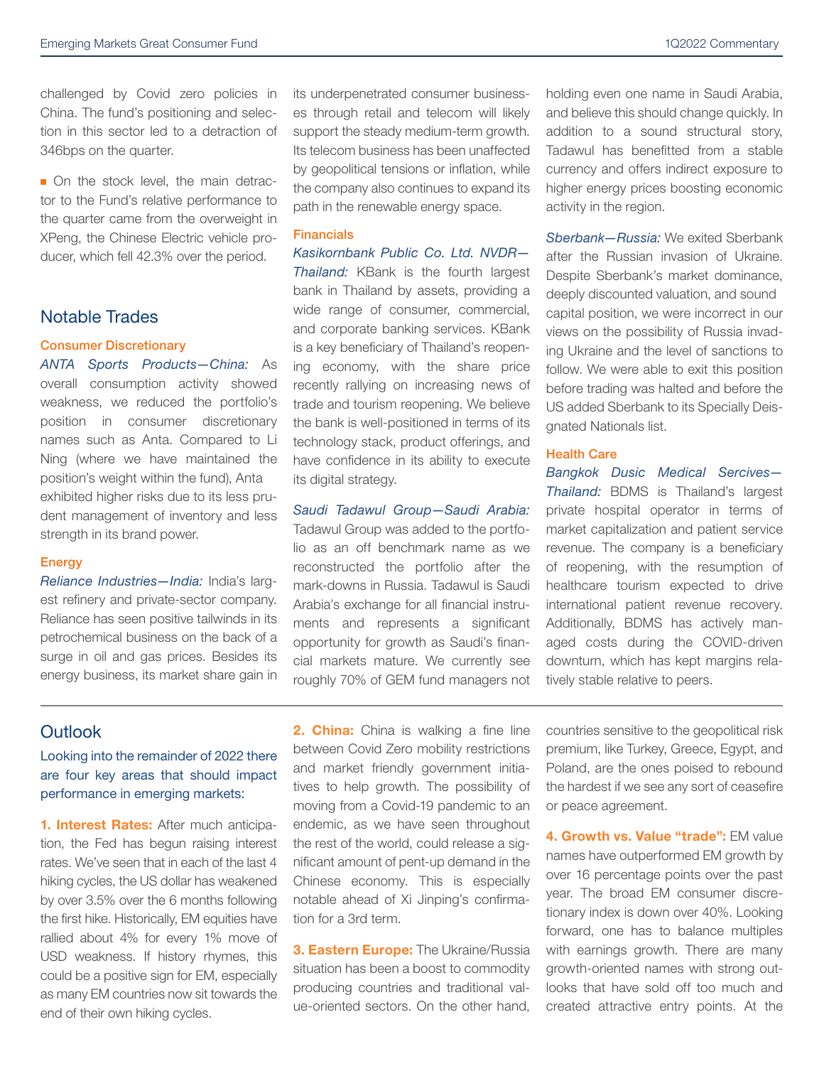challenged by Covid zero policies in China. The fund's positioning and selection in this sector led to a detraction of 346bps on the quarter.

- On the stock level, the main detractor to the Fund's relative performance to the quarter came from the overweight in XPeng, the Chinese Electric vehicle producer, which fell 42.3% over the period.

## Notable Trades

### Consumer Discretionary

*ANTA Sports Products—China:* As overall consumption activity showed weakness, we reduced the portfolio's position in consumer discretionary names such as Anta. Compared to Li Ning (where we have maintained the position's weight within the fund), Anta exhibited higher risks due to its less prudent management of inventory and less strength in its brand power.

### Energy

*Reliance Industries—India:* India's largest refinery and private-sector company. Reliance has seen positive tailwinds in its petrochemical business on the back of a surge in oil and gas prices. Besides its energy business, its market share gain in its underpenetrated consumer businesses through retail and telecom will likely support the steady medium-term growth. Its telecom business has been unaffected by geopolitical tensions or inflation, while the company also continues to expand its path in the renewable energy space.

### Financials

*Kasikornbank Public Co. Ltd. NVDR—Thailand:* KBank is the fourth largest bank in Thailand by assets, providing a wide range of consumer, commercial, and corporate banking services. KBank is a key beneficiary of Thailand's reopening economy, with the share price recently rallying on increasing news of trade and tourism reopening. We believe the bank is well-positioned in terms of its technology stack, product offerings, and have confidence in its ability to execute its digital strategy.

*Saudi Tadawul Group—Saudi Arabia:* Tadawul Group was added to the portfolio as an off benchmark name as we reconstructed the portfolio after the mark-downs in Russia. Tadawul is Saudi Arabia's exchange for all financial instruments and represents a significant opportunity for growth as Saudi's financial markets mature. We currently see roughly 70% of GEM fund managers not holding even one name in Saudi Arabia, and believe this should change quickly. In addition to a sound structural story, Tadawul has benefitted from a stable currency and offers indirect exposure to higher energy prices boosting economic activity in the region.

*Sberbank—Russia:* We exited Sberbank after the Russian invasion of Ukraine. Despite Sberbank's market dominance, deeply discounted valuation, and sound capital position, we were incorrect in our views on the possibility of Russia invading Ukraine and the level of sanctions to follow. We were able to exit this position before trading was halted and before the US added Sberbank to its Specially Deisgnated Nationals list.

### Health Care

*Bangkok Dusic Medical Sercives—Thailand:* BDMS is Thailand's largest private hospital operator in terms of market capitalization and patient service revenue. The company is a beneficiary of reopening, with the resumption of healthcare tourism expected to drive international patient revenue recovery. Additionally, BDMS has actively managed costs during the COVID-driven downturn, which has kept margins relatively stable relative to peers.

## Outlook

Looking into the remainder of 2022 there are four key areas that should impact performance in emerging markets:

**1. Interest Rates:** After much anticipation, the Fed has begun raising interest rates. We've seen that in each of the last 4 hiking cycles, the US dollar has weakened by over 3.5% over the 6 months following the first hike. Historically, EM equities have rallied about 4% for every 1% move of USD weakness. If history rhymes, this could be a positive sign for EM, especially as many EM countries now sit towards the end of their own hiking cycles.

**2. China:** China is walking a fine line between Covid Zero mobility restrictions and market friendly government initiatives to help growth. The possibility of moving from a Covid-19 pandemic to an endemic, as we have seen throughout the rest of the world, could release a significant amount of pent-up demand in the Chinese economy. This is especially notable ahead of Xi Jinping's confirmation for a 3rd term.

**3. Eastern Europe:** The Ukraine/Russia situation has been a boost to commodity producing countries and traditional value-oriented sectors. On the other hand, countries sensitive to the geopolitical risk premium, like Turkey, Greece, Egypt, and Poland, are the ones poised to rebound the hardest if we see any sort of ceasefire or peace agreement.

**4. Growth vs. Value "trade":** EM value names have outperformed EM growth by over 16 percentage points over the past year. The broad EM consumer discretionary index is down over 40%. Looking forward, one has to balance multiples with earnings growth. There are many growth-oriented names with strong outlooks that have sold off too much and created attractive entry points. At the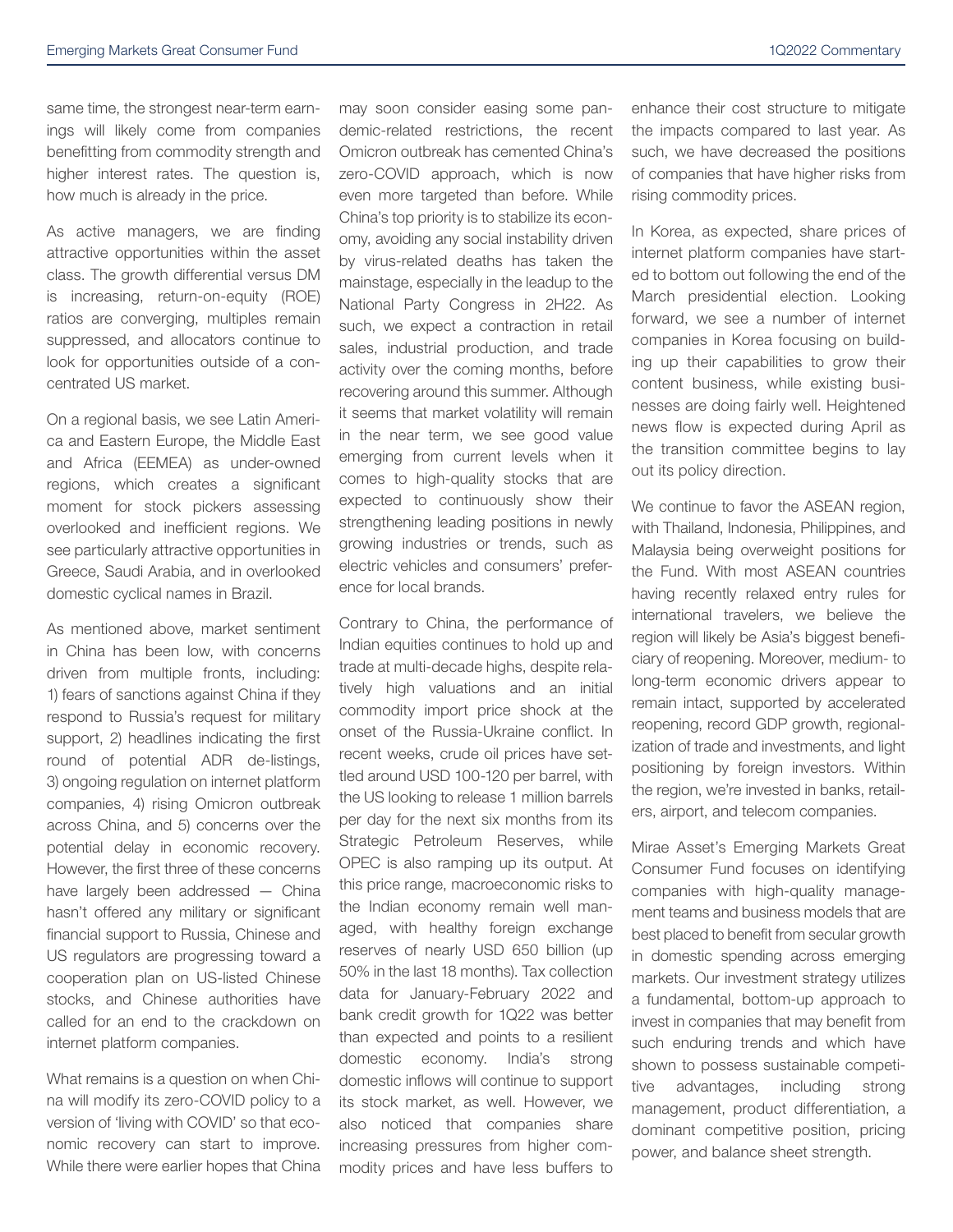same time, the strongest near-term earnings will likely come from companies benefitting from commodity strength and higher interest rates. The question is, how much is already in the price.

As active managers, we are finding attractive opportunities within the asset class. The growth differential versus DM is increasing, return-on-equity (ROE) ratios are converging, multiples remain suppressed, and allocators continue to look for opportunities outside of a concentrated US market.

On a regional basis, we see Latin America and Eastern Europe, the Middle East and Africa (EEMEA) as under-owned regions, which creates a significant moment for stock pickers assessing overlooked and inefficient regions. We see particularly attractive opportunities in Greece, Saudi Arabia, and in overlooked domestic cyclical names in Brazil.

As mentioned above, market sentiment in China has been low, with concerns driven from multiple fronts, including: 1) fears of sanctions against China if they respond to Russia's request for military support, 2) headlines indicating the first round of potential ADR de-listings, 3) ongoing regulation on internet platform companies, 4) rising Omicron outbreak across China, and 5) concerns over the potential delay in economic recovery. However, the first three of these concerns have largely been addressed — China hasn't offered any military or significant financial support to Russia, Chinese and US regulators are progressing toward a cooperation plan on US-listed Chinese stocks, and Chinese authorities have called for an end to the crackdown on internet platform companies.

What remains is a question on when China will modify its zero-COVID policy to a version of 'living with COVID' so that economic recovery can start to improve. While there were earlier hopes that China may soon consider easing some pandemic-related restrictions, the recent Omicron outbreak has cemented China's zero-COVID approach, which is now even more targeted than before. While China's top priority is to stabilize its economy, avoiding any social instability driven by virus-related deaths has taken the mainstage, especially in the leadup to the National Party Congress in 2H22. As such, we expect a contraction in retail sales, industrial production, and trade activity over the coming months, before recovering around this summer. Although it seems that market volatility will remain in the near term, we see good value emerging from current levels when it comes to high-quality stocks that are expected to continuously show their strengthening leading positions in newly growing industries or trends, such as electric vehicles and consumers' preference for local brands.

Contrary to China, the performance of Indian equities continues to hold up and trade at multi-decade highs, despite relatively high valuations and an initial commodity import price shock at the onset of the Russia-Ukraine conflict. In recent weeks, crude oil prices have settled around USD 100-120 per barrel, with the US looking to release 1 million barrels per day for the next six months from its Strategic Petroleum Reserves, while OPEC is also ramping up its output. At this price range, macroeconomic risks to the Indian economy remain well managed, with healthy foreign exchange reserves of nearly USD 650 billion (up 50% in the last 18 months). Tax collection data for January-February 2022 and bank credit growth for 1Q22 was better than expected and points to a resilient domestic economy. India's strong domestic inflows will continue to support its stock market, as well. However, we also noticed that companies share increasing pressures from higher commodity prices and have less buffers to enhance their cost structure to mitigate the impacts compared to last year. As such, we have decreased the positions of companies that have higher risks from rising commodity prices.

In Korea, as expected, share prices of internet platform companies have started to bottom out following the end of the March presidential election. Looking forward, we see a number of internet companies in Korea focusing on building up their capabilities to grow their content business, while existing businesses are doing fairly well. Heightened news flow is expected during April as the transition committee begins to lay out its policy direction.

We continue to favor the ASEAN region, with Thailand, Indonesia, Philippines, and Malaysia being overweight positions for the Fund. With most ASEAN countries having recently relaxed entry rules for international travelers, we believe the region will likely be Asia's biggest beneficiary of reopening. Moreover, medium- to long-term economic drivers appear to remain intact, supported by accelerated reopening, record GDP growth, regionalization of trade and investments, and light positioning by foreign investors. Within the region, we're invested in banks, retailers, airport, and telecom companies.

Mirae Asset's Emerging Markets Great Consumer Fund focuses on identifying companies with high-quality management teams and business models that are best placed to benefit from secular growth in domestic spending across emerging markets. Our investment strategy utilizes a fundamental, bottom-up approach to invest in companies that may benefit from such enduring trends and which have shown to possess sustainable competitive advantages, including strong management, product differentiation, a dominant competitive position, pricing power, and balance sheet strength.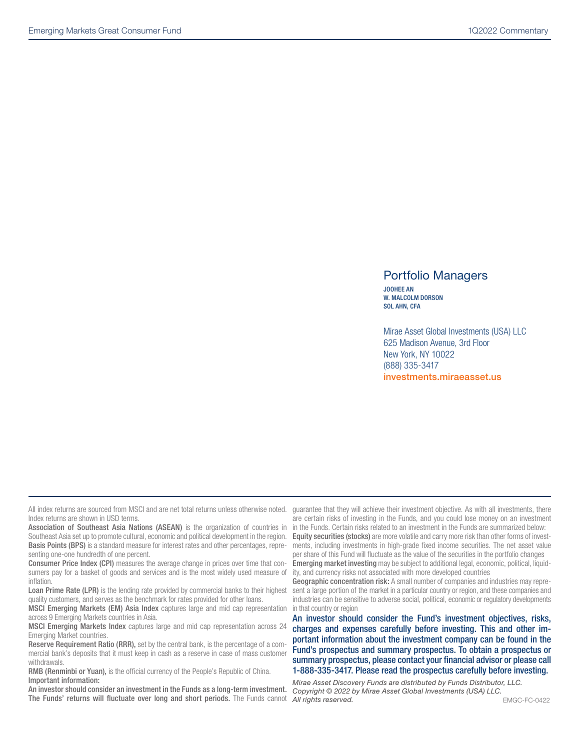## Portfolio Managers

JOOHEE AN
W. MALCOLM DORSON
SOL AHN, CFA

Mirae Asset Global Investments (USA) LLC
625 Madison Avenue, 3rd Floor
New York, NY 10022
(888) 335-3417
**investments.miraeasset.us**

All index returns are sourced from MSCI and are net total returns unless otherwise noted. Index returns are shown in USD terms.

**Association of Southeast Asia Nations (ASEAN)** is the organization of countries in Southeast Asia set up to promote cultural, economic and political development in the region.

**Basis Points (BPS)** is a standard measure for interest rates and other percentages, representing one-one hundredth of one percent.

**Consumer Price Index (CPI)** measures the average change in prices over time that consumers pay for a basket of goods and services and is the most widely used measure of inflation.

**Loan Prime Rate (LPR)** is the lending rate provided by commercial banks to their highest quality customers, and serves as the benchmark for rates provided for other loans.

**MSCI Emerging Markets (EM) Asia Index** captures large and mid cap representation across 9 Emerging Markets countries in Asia.

**MSCI Emerging Markets Index** captures large and mid cap representation across 24 Emerging Market countries.

**Reserve Requirement Ratio (RRR),** set by the central bank, is the percentage of a commercial bank's deposits that it must keep in cash as a reserve in case of mass customer withdrawals.

**RMB (Renminbi or Yuan),** is the official currency of the People's Republic of China.

**Important information:**

**An investor should consider an investment in the Funds as a long-term investment. The Funds' returns will fluctuate over long and short periods.** The Funds cannot guarantee that they will achieve their investment objective. As with all investments, there are certain risks of investing in the Funds, and you could lose money on an investment in the Funds. Certain risks related to an investment in the Funds are summarized below:

**Equity securities (stocks)** are more volatile and carry more risk than other forms of investments, including investments in high-grade fixed income securities. The net asset value per share of this Fund will fluctuate as the value of the securities in the portfolio changes

**Emerging market investing** may be subject to additional legal, economic, political, liquidity, and currency risks not associated with more developed countries

**Geographic concentration risk:** A small number of companies and industries may represent a large portion of the market in a particular country or region, and these companies and industries can be sensitive to adverse social, political, economic or regulatory developments in that country or region

**An investor should consider the Fund's investment objectives, risks, charges and expenses carefully before investing. This and other important information about the investment company can be found in the Fund's prospectus and summary prospectus. To obtain a prospectus or summary prospectus, please contact your financial advisor or please call 1-888-335-3417. Please read the prospectus carefully before investing.**

*Mirae Asset Discovery Funds are distributed by Funds Distributor, LLC.*
*Copyright © 2022 by Mirae Asset Global Investments (USA) LLC.*
*All rights reserved.*

EMGC-FC-0422